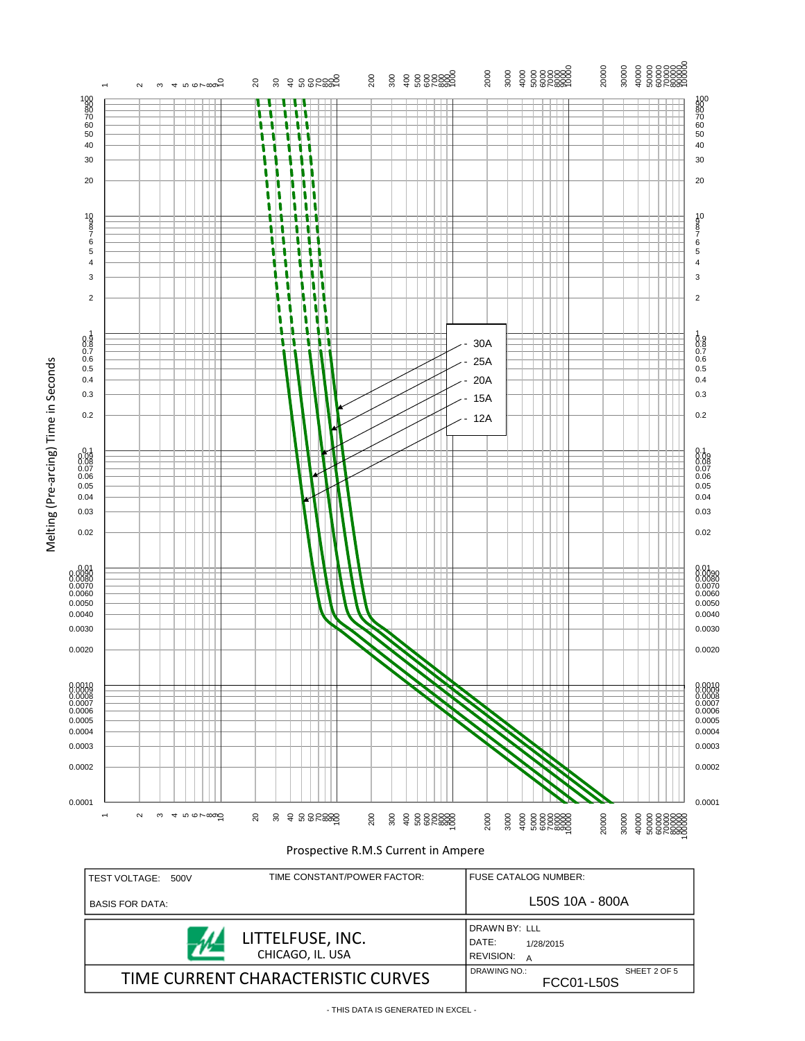Melting (Pre-arcing) Time in Seconds

- 30A
- 25A
- 20A
- 15A
- 12A

Prospective R.M.S Current in Ampere

| TEST VOLTAGE: 500V | TIME CONSTANT/POWER FACTOR: | FUSE CATALOG NUMBER: |
|---|---|---|
| BASIS FOR DATA: | | L50S 10A - 800A |

| LITTELFUSE, INC. CHICAGO, IL. USA | DRAWN BY: LLL<br>DATE: 1/28/2015<br>REVISION: A |
|---|---|
| TIME CURRENT CHARACTERISTIC CURVES | DRAWING NO.: FCC01-L50S<br>SHEET 2 OF 5 |

- THIS DATA IS GENERATED IN EXCEL -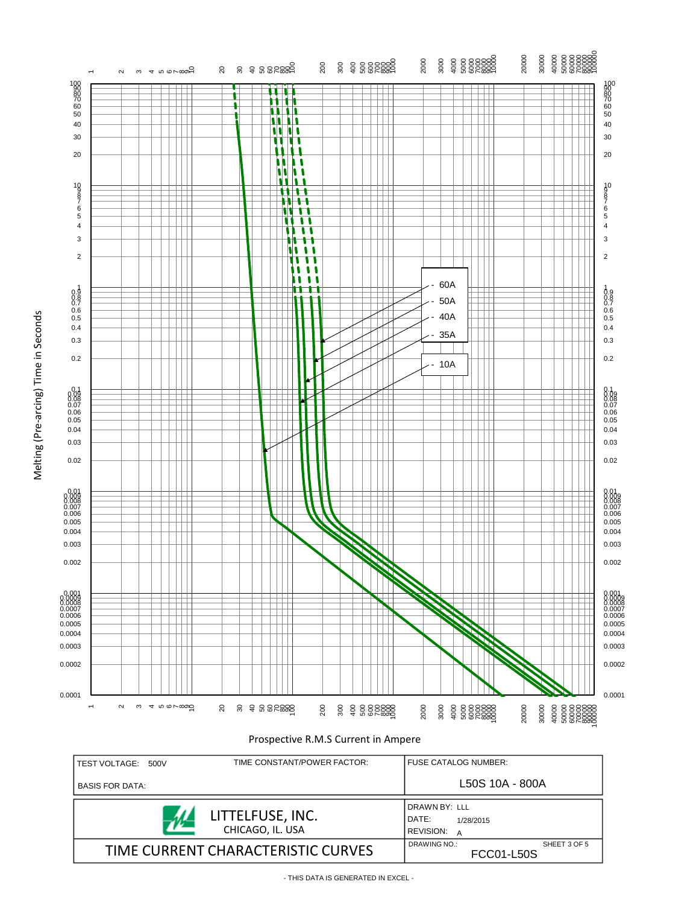Melting (Pre-arcing) Time in Seconds

- 60A
- 50A
- 40A
- 35A
- 10A

Prospective R.M.S Current in Ampere

| TEST VOLTAGE: 500V | TIME CONSTANT/POWER FACTOR: | FUSE CATALOG NUMBER: |
|---|---|---|
| BASIS FOR DATA: | | L50S 10A - 800A |

| LITTELFUSE, INC. CHICAGO, IL. USA | DRAWN BY: LLL<br>DATE: 1/28/2015<br>REVISION: A |
|---|---|
| TIME CURRENT CHARACTERISTIC CURVES | DRAWING NO.: FCC01-L50S SHEET 3 OF 5 |

- THIS DATA IS GENERATED IN EXCEL -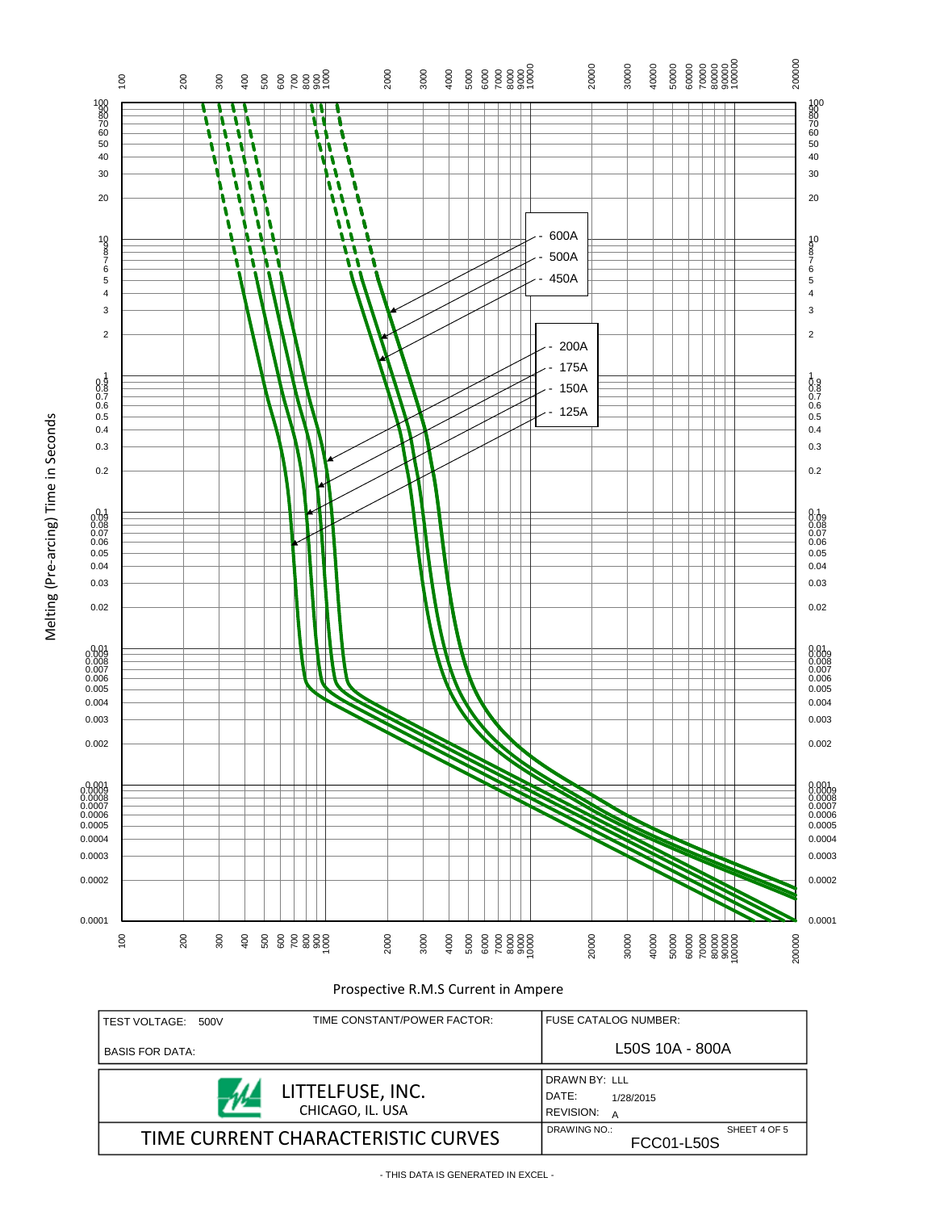Melting (Pre-arcing) Time in Seconds

- 600A
- 500A
- 450A

- 200A
- 175A
- 150A
- 125A

Prospective R.M.S Current in Ampere

| TEST VOLTAGE: 500V | TIME CONSTANT/POWER FACTOR: | FUSE CATALOG NUMBER: |
| --- | --- | --- |
| BASIS FOR DATA: | | L50S 10A - 800A |

| LITTELFUSE, INC. CHICAGO, IL. USA | DRAWN BY: LLL<br>DATE: 1/28/2015<br>REVISION: A |
| --- | --- |
| TIME CURRENT CHARACTERISTIC CURVES | DRAWING NO.: FCC01-L50S<br>SHEET 4 OF 5 |

- THIS DATA IS GENERATED IN EXCEL -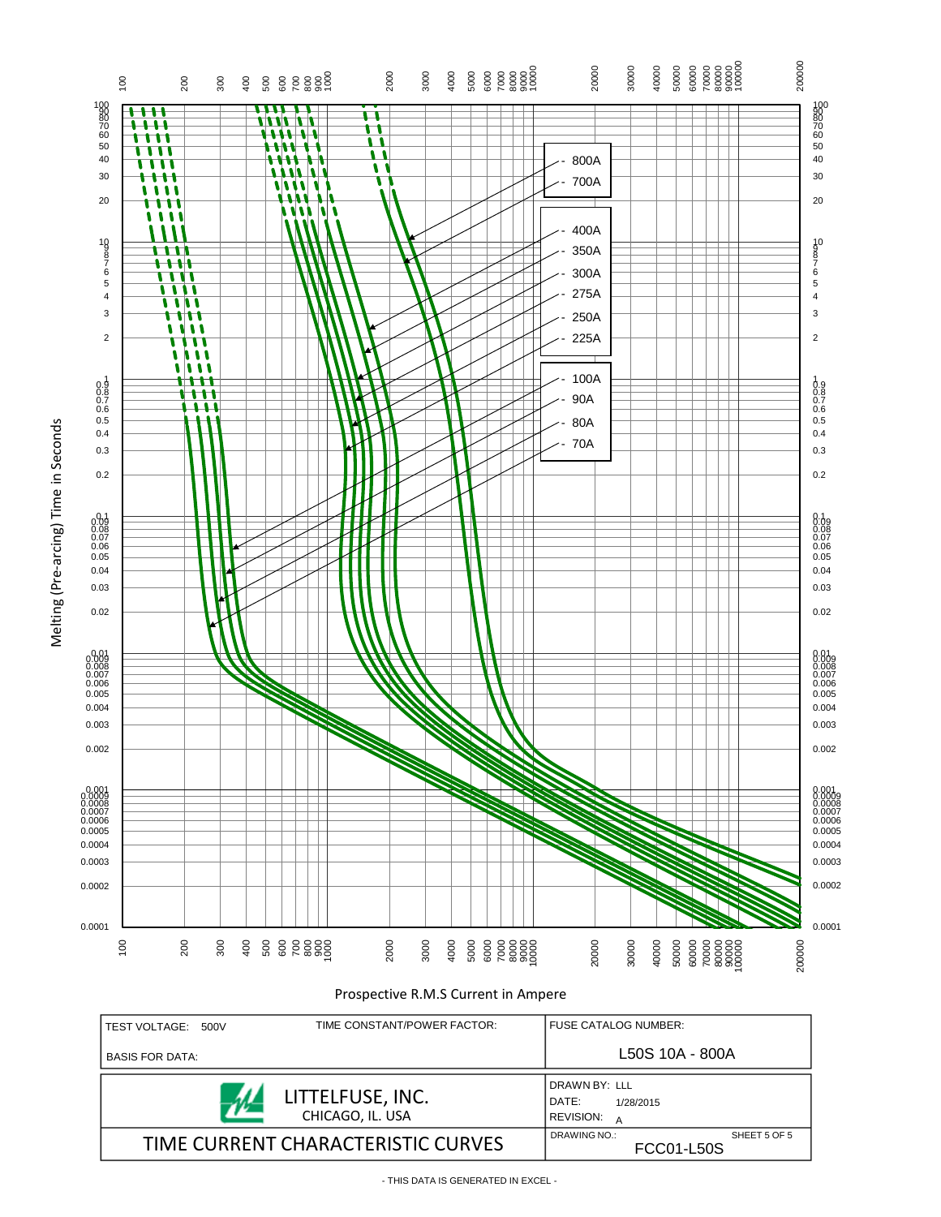Melting (Pre-arcing) Time in Seconds

800A
700A
400A
350A
300A
275A
250A
225A
100A
90A
80A
70A

Prospective R.M.S Current in Ampere

| | |
|---|---|
| TEST VOLTAGE: 500V TIME CONSTANT/POWER FACTOR: | FUSE CATALOG NUMBER: |
| BASIS FOR DATA: | L50S 10A - 800A |
| LITTELFUSE, INC. CHICAGO, IL. USA | DRAWN BY: LLL DATE: 1/28/2015 REVISION: A |
| TIME CURRENT CHARACTERISTIC CURVES | DRAWING NO.: FCC01-L50S SHEET 5 OF 5 |

- THIS DATA IS GENERATED IN EXCEL -